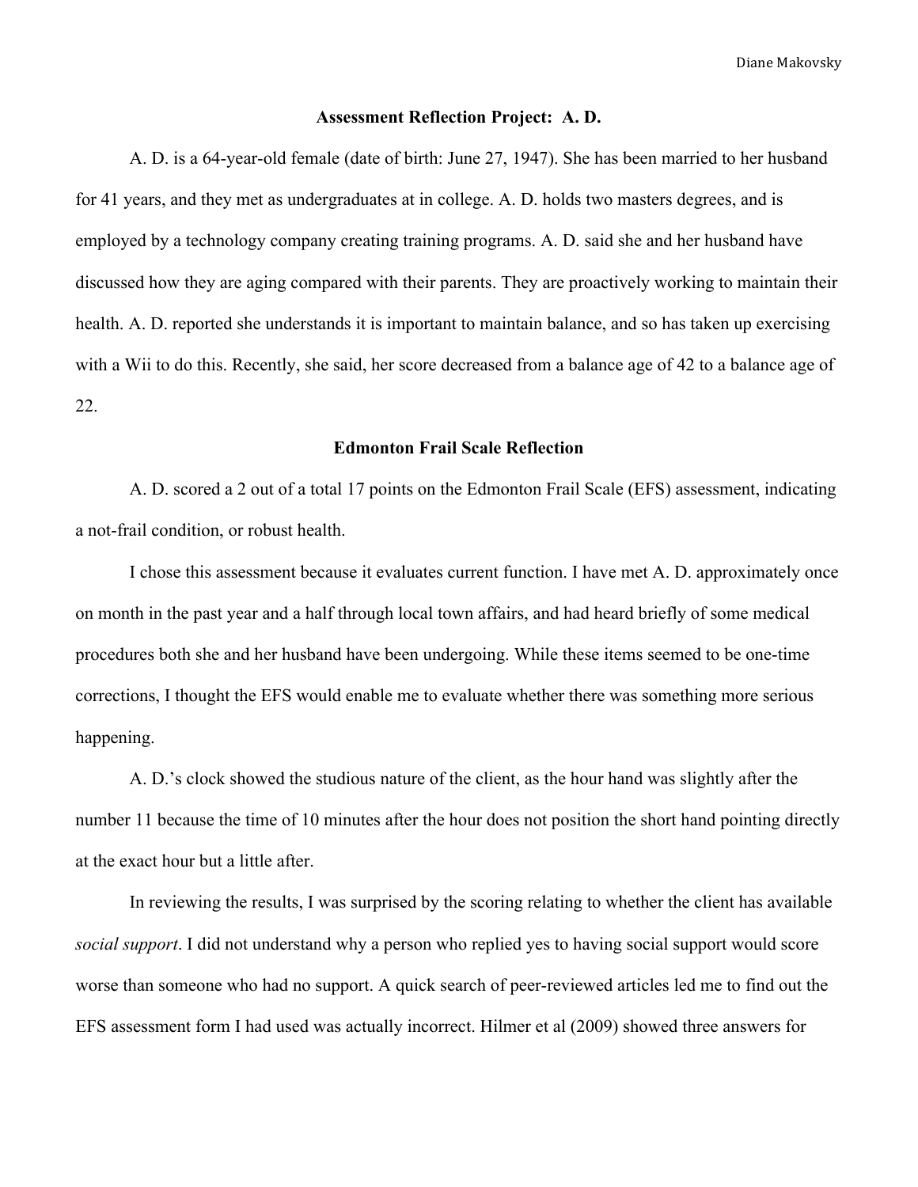**Assessment Reflection Project: A. D.**

A. D. is a 64-year-old female (date of birth: June 27, 1947). She has been married to her husband for 41 years, and they met as undergraduates at in college. A. D. holds two masters degrees, and is employed by a technology company creating training programs. A. D. said she and her husband have discussed how they are aging compared with their parents. They are proactively working to maintain their health. A. D. reported she understands it is important to maintain balance, and so has taken up exercising with a Wii to do this. Recently, she said, her score decreased from a balance age of 42 to a balance age of 22.

**Edmonton Frail Scale Reflection**

A. D. scored a 2 out of a total 17 points on the Edmonton Frail Scale (EFS) assessment, indicating a not-frail condition, or robust health.

I chose this assessment because it evaluates current function. I have met A. D. approximately once on month in the past year and a half through local town affairs, and had heard briefly of some medical procedures both she and her husband have been undergoing. While these items seemed to be one-time corrections, I thought the EFS would enable me to evaluate whether there was something more serious happening.

A. D.'s clock showed the studious nature of the client, as the hour hand was slightly after the number 11 because the time of 10 minutes after the hour does not position the short hand pointing directly at the exact hour but a little after.

In reviewing the results, I was surprised by the scoring relating to whether the client has available *social support*. I did not understand why a person who replied yes to having social support would score worse than someone who had no support. A quick search of peer-reviewed articles led me to find out the EFS assessment form I had used was actually incorrect. Hilmer et al (2009) showed three answers for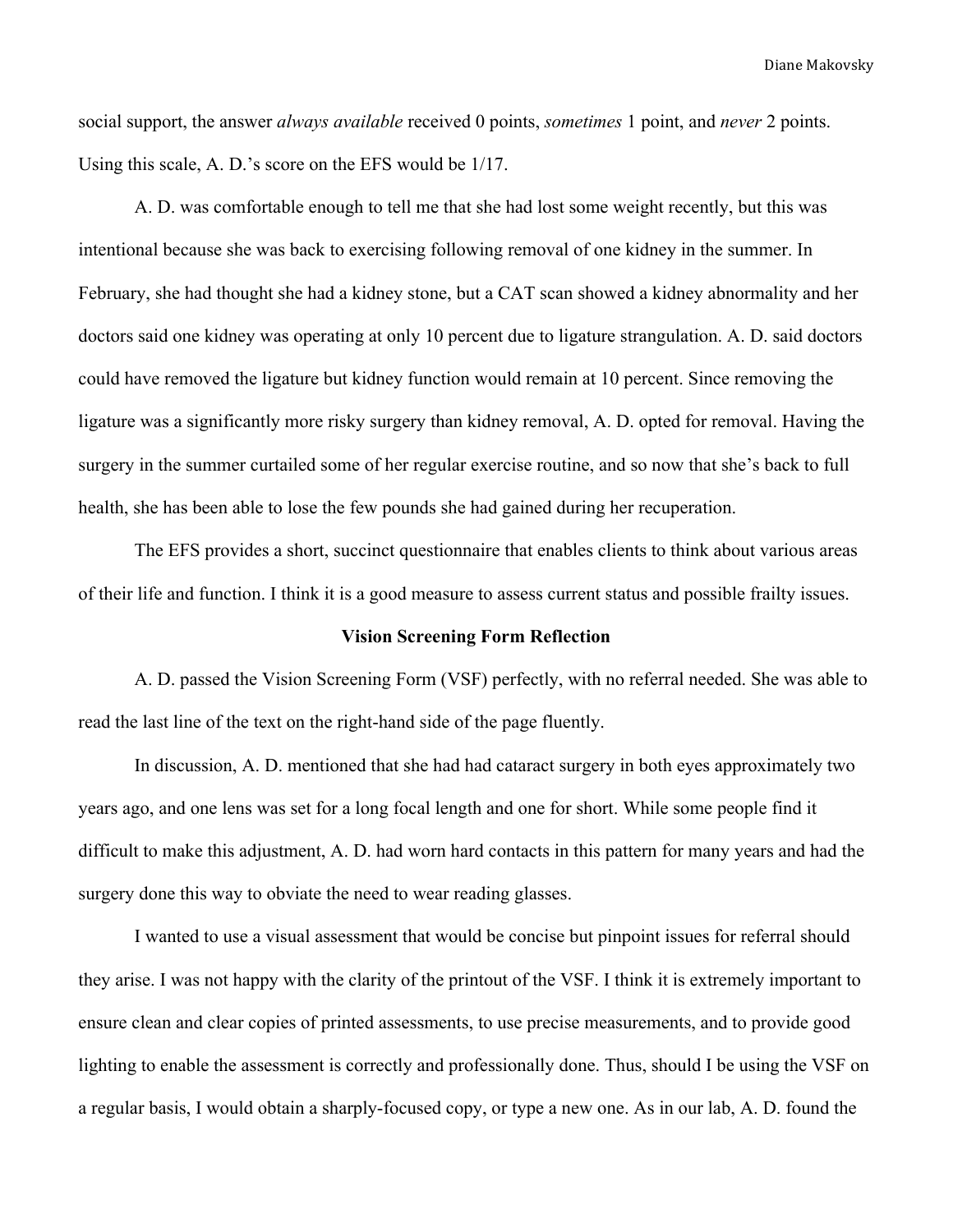social support, the answer *always available* received 0 points, *sometimes* 1 point, and *never* 2 points. Using this scale, A. D.'s score on the EFS would be 1/17.

A. D. was comfortable enough to tell me that she had lost some weight recently, but this was intentional because she was back to exercising following removal of one kidney in the summer. In February, she had thought she had a kidney stone, but a CAT scan showed a kidney abnormality and her doctors said one kidney was operating at only 10 percent due to ligature strangulation. A. D. said doctors could have removed the ligature but kidney function would remain at 10 percent. Since removing the ligature was a significantly more risky surgery than kidney removal, A. D. opted for removal. Having the surgery in the summer curtailed some of her regular exercise routine, and so now that she's back to full health, she has been able to lose the few pounds she had gained during her recuperation.

The EFS provides a short, succinct questionnaire that enables clients to think about various areas of their life and function. I think it is a good measure to assess current status and possible frailty issues.

## Vision Screening Form Reflection

A. D. passed the Vision Screening Form (VSF) perfectly, with no referral needed. She was able to read the last line of the text on the right-hand side of the page fluently.

In discussion, A. D. mentioned that she had had cataract surgery in both eyes approximately two years ago, and one lens was set for a long focal length and one for short. While some people find it difficult to make this adjustment, A. D. had worn hard contacts in this pattern for many years and had the surgery done this way to obviate the need to wear reading glasses.

I wanted to use a visual assessment that would be concise but pinpoint issues for referral should they arise. I was not happy with the clarity of the printout of the VSF. I think it is extremely important to ensure clean and clear copies of printed assessments, to use precise measurements, and to provide good lighting to enable the assessment is correctly and professionally done. Thus, should I be using the VSF on a regular basis, I would obtain a sharply-focused copy, or type a new one. As in our lab, A. D. found the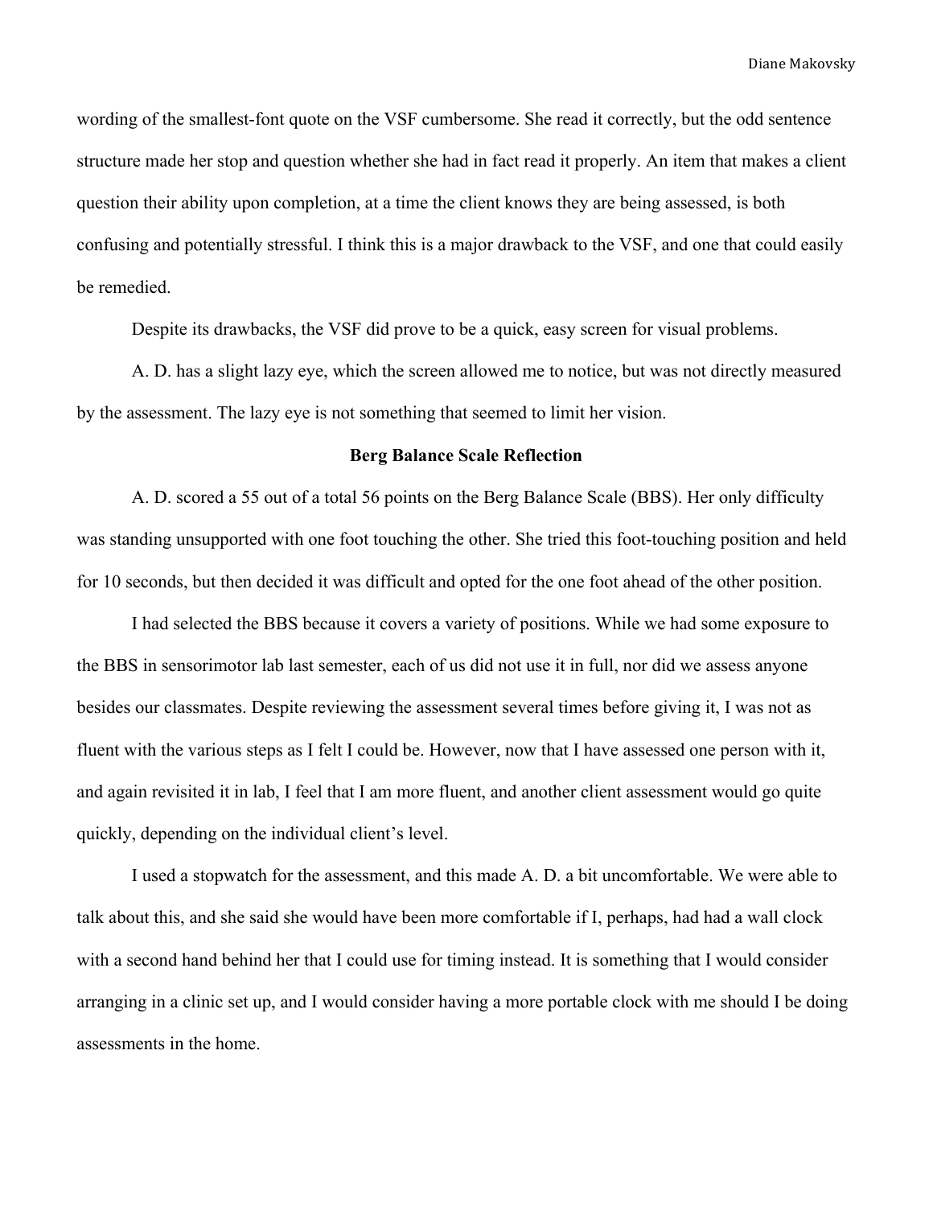wording of the smallest-font quote on the VSF cumbersome. She read it correctly, but the odd sentence structure made her stop and question whether she had in fact read it properly. An item that makes a client question their ability upon completion, at a time the client knows they are being assessed, is both confusing and potentially stressful. I think this is a major drawback to the VSF, and one that could easily be remedied.

Despite its drawbacks, the VSF did prove to be a quick, easy screen for visual problems.

A. D. has a slight lazy eye, which the screen allowed me to notice, but was not directly measured by the assessment. The lazy eye is not something that seemed to limit her vision.

## Berg Balance Scale Reflection

A. D. scored a 55 out of a total 56 points on the Berg Balance Scale (BBS). Her only difficulty was standing unsupported with one foot touching the other. She tried this foot-touching position and held for 10 seconds, but then decided it was difficult and opted for the one foot ahead of the other position.

I had selected the BBS because it covers a variety of positions. While we had some exposure to the BBS in sensorimotor lab last semester, each of us did not use it in full, nor did we assess anyone besides our classmates. Despite reviewing the assessment several times before giving it, I was not as fluent with the various steps as I felt I could be. However, now that I have assessed one person with it, and again revisited it in lab, I feel that I am more fluent, and another client assessment would go quite quickly, depending on the individual client's level.

I used a stopwatch for the assessment, and this made A. D. a bit uncomfortable. We were able to talk about this, and she said she would have been more comfortable if I, perhaps, had had a wall clock with a second hand behind her that I could use for timing instead. It is something that I would consider arranging in a clinic set up, and I would consider having a more portable clock with me should I be doing assessments in the home.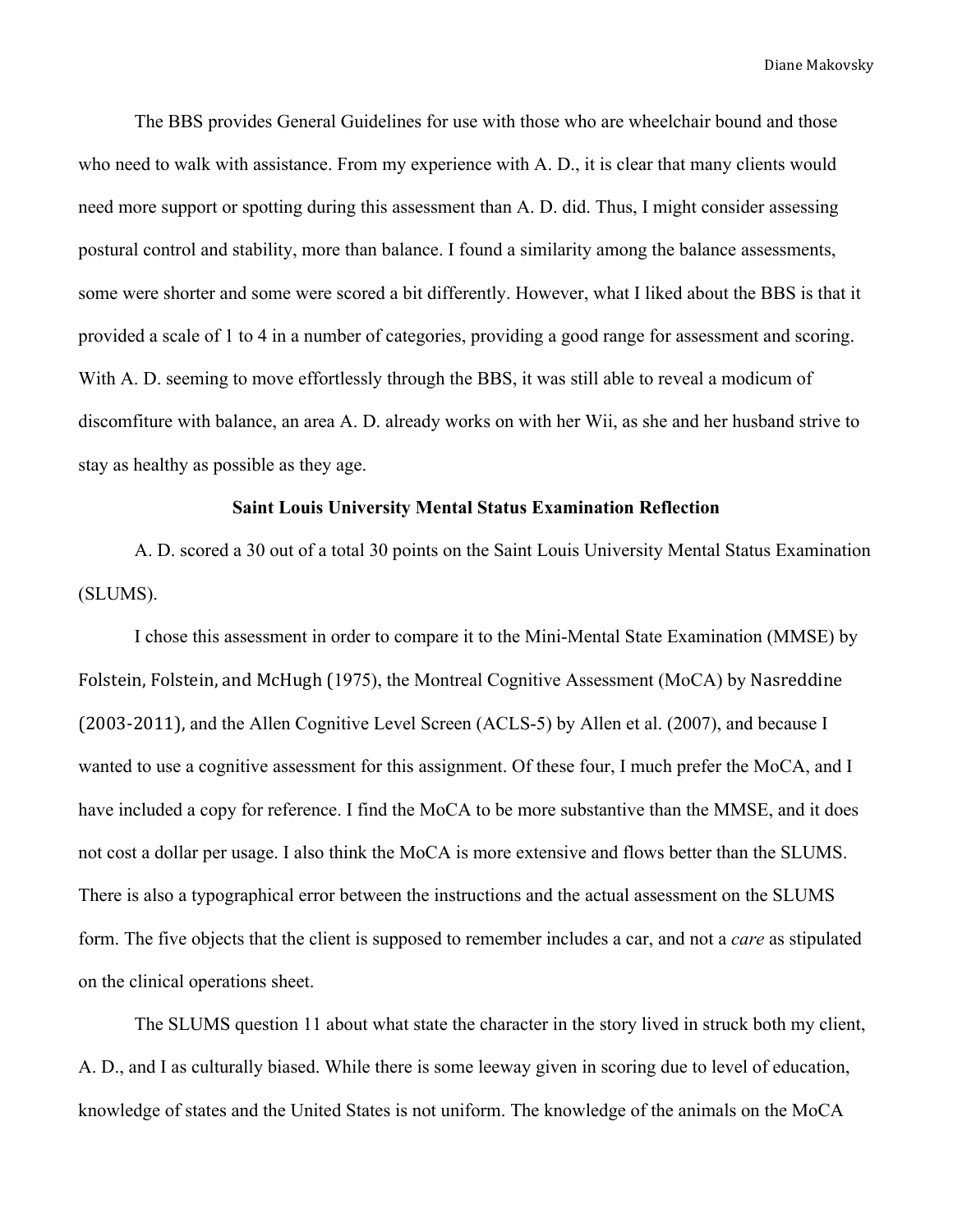The BBS provides General Guidelines for use with those who are wheelchair bound and those who need to walk with assistance. From my experience with A. D., it is clear that many clients would need more support or spotting during this assessment than A. D. did. Thus, I might consider assessing postural control and stability, more than balance. I found a similarity among the balance assessments, some were shorter and some were scored a bit differently. However, what I liked about the BBS is that it provided a scale of 1 to 4 in a number of categories, providing a good range for assessment and scoring. With A. D. seeming to move effortlessly through the BBS, it was still able to reveal a modicum of discomfiture with balance, an area A. D. already works on with her Wii, as she and her husband strive to stay as healthy as possible as they age.

**Saint Louis University Mental Status Examination Reflection**

A. D. scored a 30 out of a total 30 points on the Saint Louis University Mental Status Examination (SLUMS).

I chose this assessment in order to compare it to the Mini-Mental State Examination (MMSE) by Folstein, Folstein, and McHugh (1975), the Montreal Cognitive Assessment (MoCA) by Nasreddine (2003-2011), and the Allen Cognitive Level Screen (ACLS-5) by Allen et al. (2007), and because I wanted to use a cognitive assessment for this assignment. Of these four, I much prefer the MoCA, and I have included a copy for reference. I find the MoCA to be more substantive than the MMSE, and it does not cost a dollar per usage. I also think the MoCA is more extensive and flows better than the SLUMS. There is also a typographical error between the instructions and the actual assessment on the SLUMS form. The five objects that the client is supposed to remember includes a car, and not a *care* as stipulated on the clinical operations sheet.

The SLUMS question 11 about what state the character in the story lived in struck both my client, A. D., and I as culturally biased. While there is some leeway given in scoring due to level of education, knowledge of states and the United States is not uniform. The knowledge of the animals on the MoCA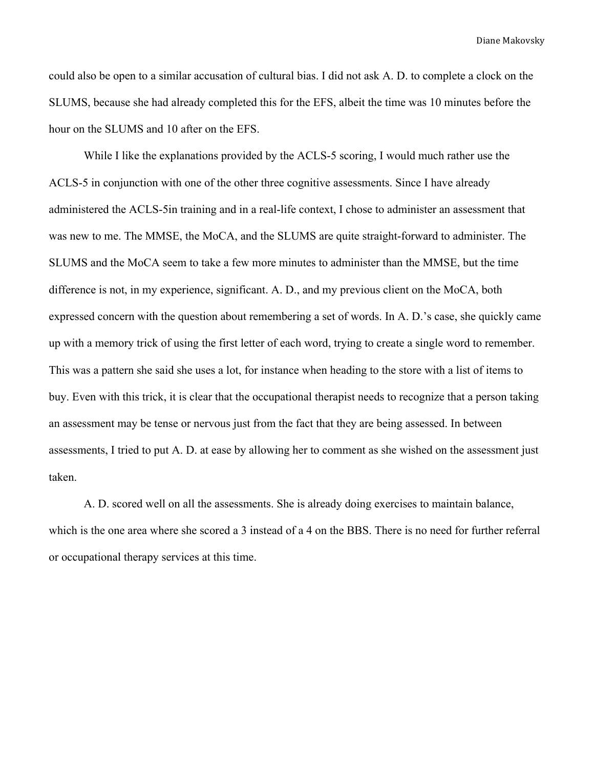could also be open to a similar accusation of cultural bias. I did not ask A. D. to complete a clock on the SLUMS, because she had already completed this for the EFS, albeit the time was 10 minutes before the hour on the SLUMS and 10 after on the EFS.

While I like the explanations provided by the ACLS-5 scoring, I would much rather use the ACLS-5 in conjunction with one of the other three cognitive assessments. Since I have already administered the ACLS-5in training and in a real-life context, I chose to administer an assessment that was new to me. The MMSE, the MoCA, and the SLUMS are quite straight-forward to administer. The SLUMS and the MoCA seem to take a few more minutes to administer than the MMSE, but the time difference is not, in my experience, significant. A. D., and my previous client on the MoCA, both expressed concern with the question about remembering a set of words. In A. D.'s case, she quickly came up with a memory trick of using the first letter of each word, trying to create a single word to remember. This was a pattern she said she uses a lot, for instance when heading to the store with a list of items to buy. Even with this trick, it is clear that the occupational therapist needs to recognize that a person taking an assessment may be tense or nervous just from the fact that they are being assessed. In between assessments, I tried to put A. D. at ease by allowing her to comment as she wished on the assessment just taken.

A. D. scored well on all the assessments. She is already doing exercises to maintain balance, which is the one area where she scored a 3 instead of a 4 on the BBS. There is no need for further referral or occupational therapy services at this time.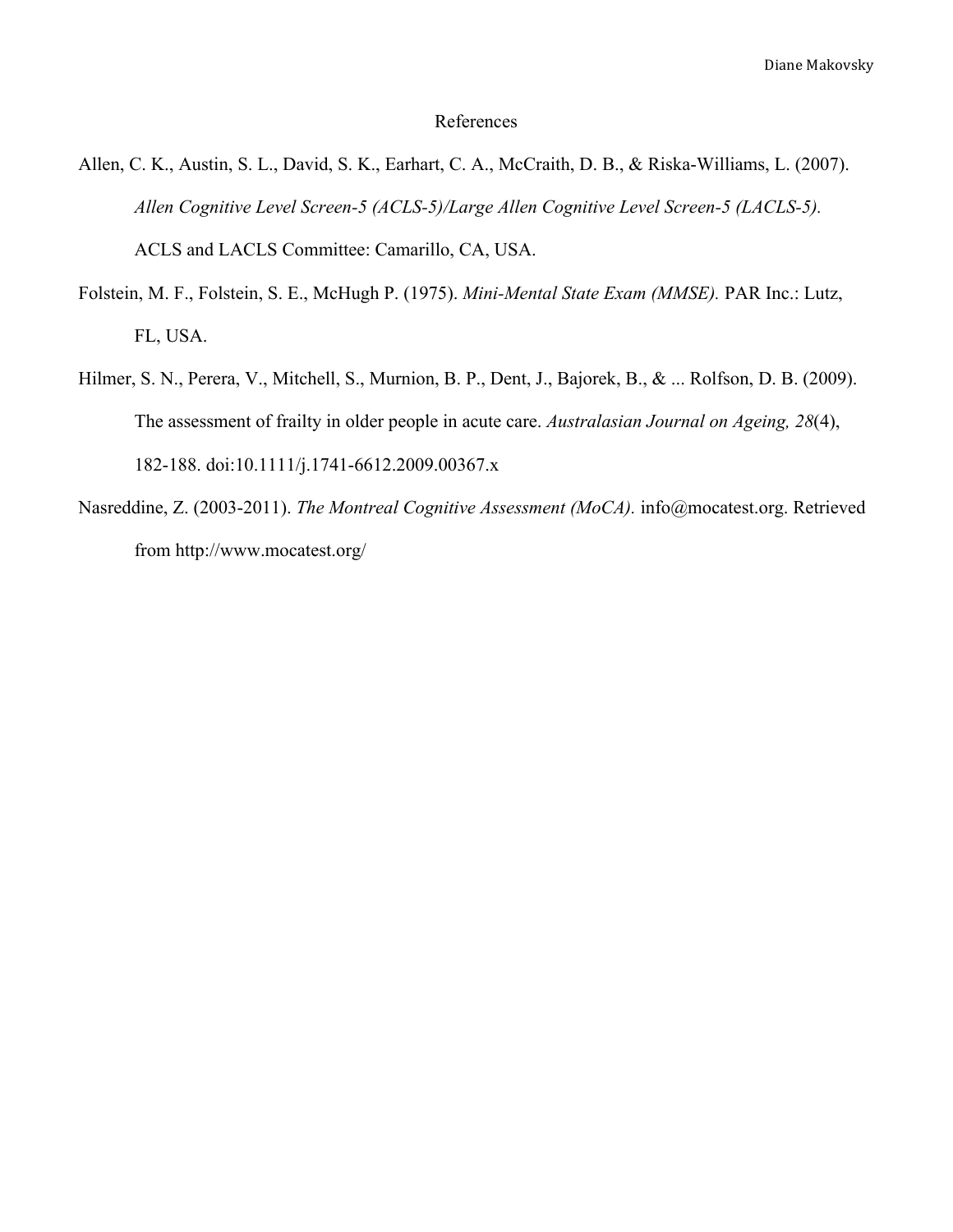# References

Allen, C. K., Austin, S. L., David, S. K., Earhart, C. A., McCraith, D. B., & Riska-Williams, L. (2007). *Allen Cognitive Level Screen-5 (ACLS-5)/Large Allen Cognitive Level Screen-5 (LACLS-5).* ACLS and LACLS Committee: Camarillo, CA, USA.

Folstein, M. F., Folstein, S. E., McHugh P. (1975). *Mini-Mental State Exam (MMSE).* PAR Inc.: Lutz, FL, USA.

Hilmer, S. N., Perera, V., Mitchell, S., Murnion, B. P., Dent, J., Bajorek, B., & ... Rolfson, D. B. (2009). The assessment of frailty in older people in acute care. *Australasian Journal on Ageing, 28*(4), 182-188. doi:10.1111/j.1741-6612.2009.00367.x

Nasreddine, Z. (2003-2011). *The Montreal Cognitive Assessment (MoCA).* info@mocatest.org. Retrieved from http://www.mocatest.org/